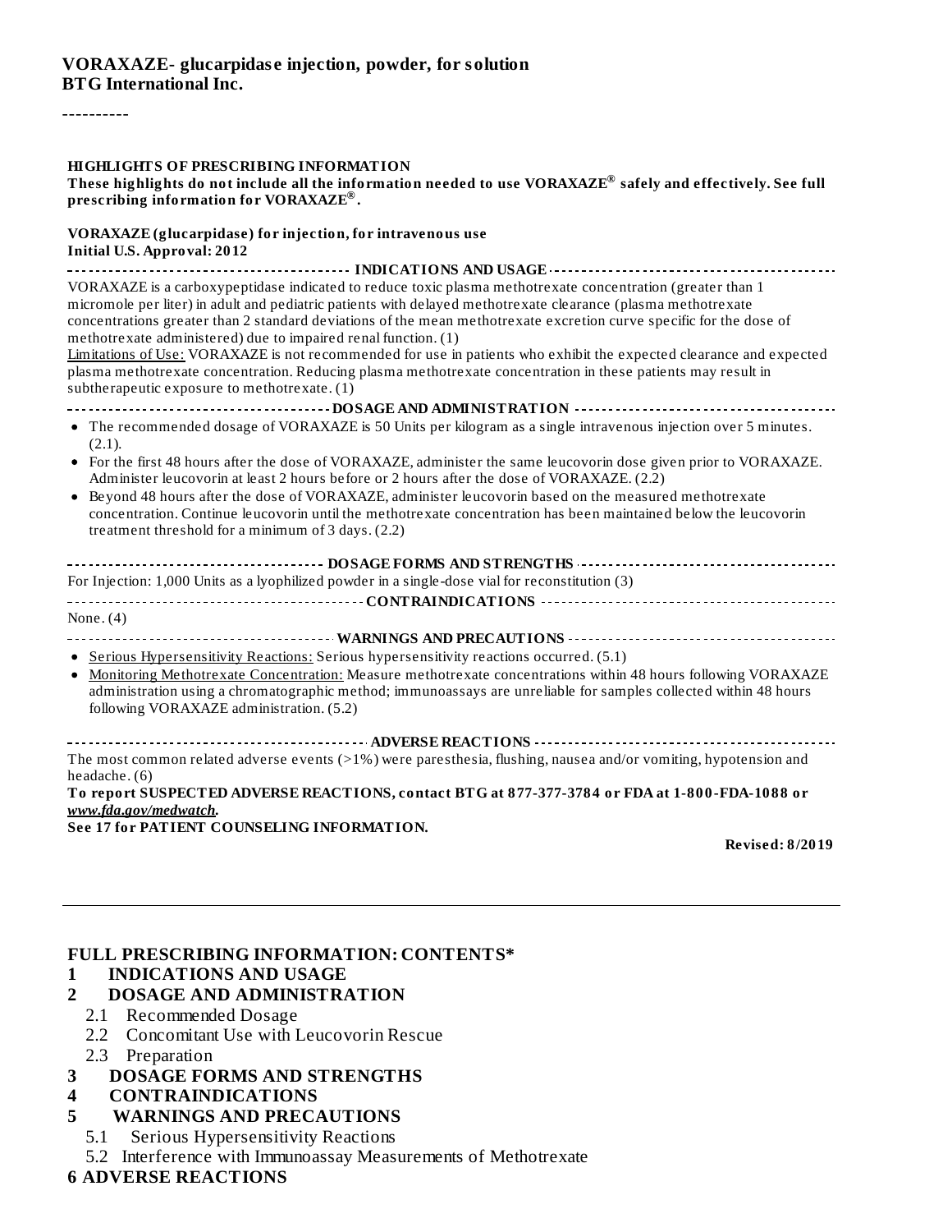**VORAXAZE- glucarpidase injection, powder, for solution**
**BTG International Inc.**

----------

**HIGHLIGHTS OF PRESCRIBING INFORMATION**
**These highlights do not include all the information needed to use VORAXAZE® safely and effectively. See full prescribing information for VORAXAZE®.**

**VORAXAZE (glucarpidase) for injection, for intravenous use**
**Initial U.S. Approval: 2012**

**INDICATIONS AND USAGE**

VORAXAZE is a carboxypeptidase indicated to reduce toxic plasma methotrexate concentration (greater than 1 micromole per liter) in adult and pediatric patients with delayed methotrexate clearance (plasma methotrexate concentrations greater than 2 standard deviations of the mean methotrexate excretion curve specific for the dose of methotrexate administered) due to impaired renal function. (1)

Limitations of Use: VORAXAZE is not recommended for use in patients who exhibit the expected clearance and expected plasma methotrexate concentration. Reducing plasma methotrexate concentration in these patients may result in subtherapeutic exposure to methotrexate. (1)

**DOSAGE AND ADMINISTRATION**

- The recommended dosage of VORAXAZE is 50 Units per kilogram as a single intravenous injection over 5 minutes. (2.1).
- For the first 48 hours after the dose of VORAXAZE, administer the same leucovorin dose given prior to VORAXAZE. Administer leucovorin at least 2 hours before or 2 hours after the dose of VORAXAZE. (2.2)
- Beyond 48 hours after the dose of VORAXAZE, administer leucovorin based on the measured methotrexate concentration. Continue leucovorin until the methotrexate concentration has been maintained below the leucovorin treatment threshold for a minimum of 3 days. (2.2)

**DOSAGE FORMS AND STRENGTHS**

For Injection: 1,000 Units as a lyophilized powder in a single-dose vial for reconstitution (3)

**CONTRAINDICATIONS**

None. (4)

**WARNINGS AND PRECAUTIONS**

- Serious Hypersensitivity Reactions: Serious hypersensitivity reactions occurred. (5.1)
- Monitoring Methotrexate Concentration: Measure methotrexate concentrations within 48 hours following VORAXAZE administration using a chromatographic method; immunoassays are unreliable for samples collected within 48 hours following VORAXAZE administration. (5.2)

**ADVERSE REACTIONS**

The most common related adverse events (>1%) were paresthesia, flushing, nausea and/or vomiting, hypotension and headache. (6)

**To report SUSPECTED ADVERSE REACTIONS, contact BTG at 877-377-3784 or FDA at 1-800-FDA-1088 or *www.fda.gov/medwatch*.**

**See 17 for PATIENT COUNSELING INFORMATION.**

**Revised: 8/2019**

---

**FULL PRESCRIBING INFORMATION: CONTENTS***

**1 INDICATIONS AND USAGE**

**2 DOSAGE AND ADMINISTRATION**

- 2.1 Recommended Dosage
- 2.2 Concomitant Use with Leucovorin Rescue
- 2.3 Preparation

**3 DOSAGE FORMS AND STRENGTHS**

**4 CONTRAINDICATIONS**

**5 WARNINGS AND PRECAUTIONS**

- 5.1 Serious Hypersensitivity Reactions
- 5.2 Interference with Immunoassay Measurements of Methotrexate

**6 ADVERSE REACTIONS**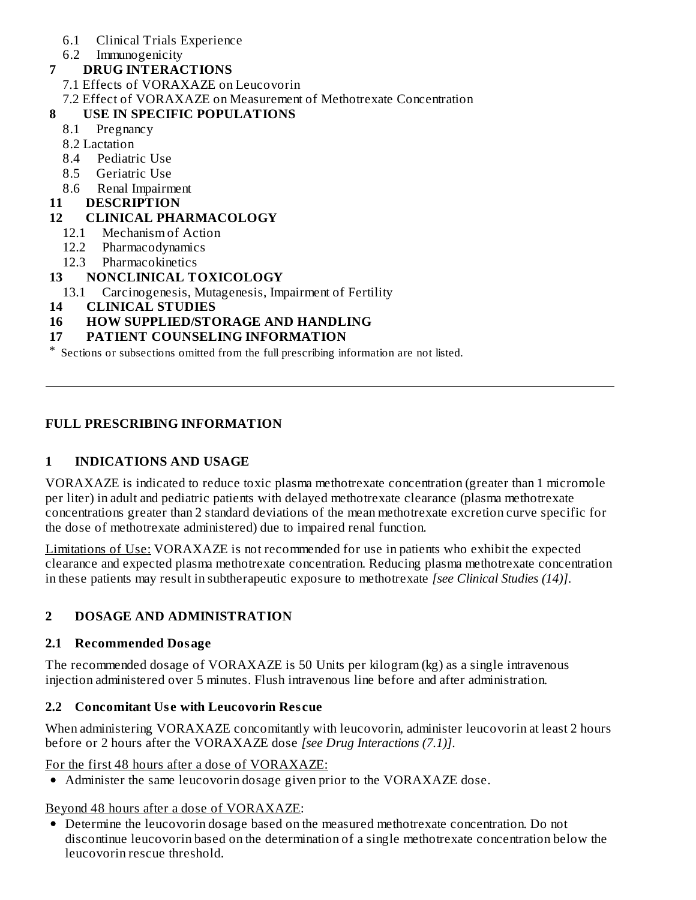6.1 Clinical Trials Experience
6.2 Immunogenicity

**7 DRUG INTERACTIONS**

7.1 Effects of VORAXAZE on Leucovorin
7.2 Effect of VORAXAZE on Measurement of Methotrexate Concentration

**8 USE IN SPECIFIC POPULATIONS**

8.1 Pregnancy
8.2 Lactation
8.4 Pediatric Use
8.5 Geriatric Use
8.6 Renal Impairment

**11 DESCRIPTION**

**12 CLINICAL PHARMACOLOGY**

12.1 Mechanism of Action
12.2 Pharmacodynamics
12.3 Pharmacokinetics

**13 NONCLINICAL TOXICOLOGY**

13.1 Carcinogenesis, Mutagenesis, Impairment of Fertility

**14 CLINICAL STUDIES**

**16 HOW SUPPLIED/STORAGE AND HANDLING**

**17 PATIENT COUNSELING INFORMATION**

* Sections or subsections omitted from the full prescribing information are not listed.

---

## FULL PRESCRIBING INFORMATION

## 1 INDICATIONS AND USAGE

VORAXAZE is indicated to reduce toxic plasma methotrexate concentration (greater than 1 micromole per liter) in adult and pediatric patients with delayed methotrexate clearance (plasma methotrexate concentrations greater than 2 standard deviations of the mean methotrexate excretion curve specific for the dose of methotrexate administered) due to impaired renal function.

Limitations of Use: VORAXAZE is not recommended for use in patients who exhibit the expected clearance and expected plasma methotrexate concentration. Reducing plasma methotrexate concentration in these patients may result in subtherapeutic exposure to methotrexate *[see Clinical Studies (14)]*.

## 2 DOSAGE AND ADMINISTRATION

### 2.1 Recommended Dosage

The recommended dosage of VORAXAZE is 50 Units per kilogram (kg) as a single intravenous injection administered over 5 minutes. Flush intravenous line before and after administration.

### 2.2 Concomitant Use with Leucovorin Rescue

When administering VORAXAZE concomitantly with leucovorin, administer leucovorin at least 2 hours before or 2 hours after the VORAXAZE dose *[see Drug Interactions (7.1)]*.

For the first 48 hours after a dose of VORAXAZE:

- Administer the same leucovorin dosage given prior to the VORAXAZE dose.

Beyond 48 hours after a dose of VORAXAZE:

- Determine the leucovorin dosage based on the measured methotrexate concentration. Do not discontinue leucovorin based on the determination of a single methotrexate concentration below the leucovorin rescue threshold.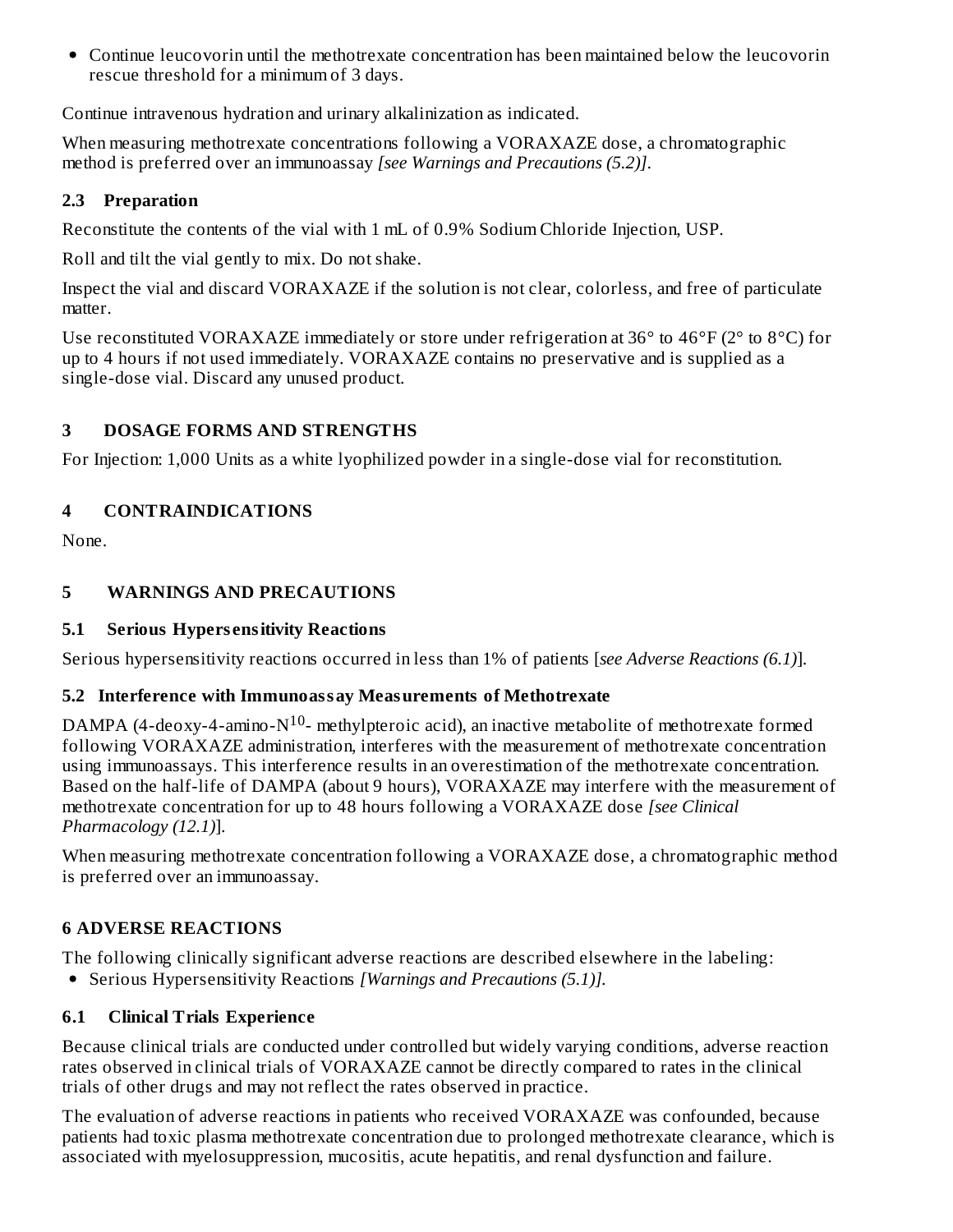- Continue leucovorin until the methotrexate concentration has been maintained below the leucovorin rescue threshold for a minimum of 3 days.

Continue intravenous hydration and urinary alkalinization as indicated.

When measuring methotrexate concentrations following a VORAXAZE dose, a chromatographic method is preferred over an immunoassay *[see Warnings and Precautions (5.2)]*.

### 2.3 Preparation

Reconstitute the contents of the vial with 1 mL of 0.9% Sodium Chloride Injection, USP.

Roll and tilt the vial gently to mix. Do not shake.

Inspect the vial and discard VORAXAZE if the solution is not clear, colorless, and free of particulate matter.

Use reconstituted VORAXAZE immediately or store under refrigeration at 36° to 46°F (2° to 8°C) for up to 4 hours if not used immediately. VORAXAZE contains no preservative and is supplied as a single-dose vial. Discard any unused product.

## 3 DOSAGE FORMS AND STRENGTHS

For Injection: 1,000 Units as a white lyophilized powder in a single-dose vial for reconstitution.

## 4 CONTRAINDICATIONS

None.

## 5 WARNINGS AND PRECAUTIONS

### 5.1 Serious Hypersensitivity Reactions

Serious hypersensitivity reactions occurred in less than 1% of patients [*see Adverse Reactions (6.1)*].

### 5.2 Interference with Immunoassay Measurements of Methotrexate

DAMPA (4-deoxy-4-amino-$N^{10}$- methylpteroic acid), an inactive metabolite of methotrexate formed following VORAXAZE administration, interferes with the measurement of methotrexate concentration using immunoassays. This interference results in an overestimation of the methotrexate concentration. Based on the half-life of DAMPA (about 9 hours), VORAXAZE may interfere with the measurement of methotrexate concentration for up to 48 hours following a VORAXAZE dose *[see Clinical Pharmacology (12.1)*].

When measuring methotrexate concentration following a VORAXAZE dose, a chromatographic method is preferred over an immunoassay.

## 6 ADVERSE REACTIONS

The following clinically significant adverse reactions are described elsewhere in the labeling:

- Serious Hypersensitivity Reactions *[Warnings and Precautions (5.1)]*.

### 6.1 Clinical Trials Experience

Because clinical trials are conducted under controlled but widely varying conditions, adverse reaction rates observed in clinical trials of VORAXAZE cannot be directly compared to rates in the clinical trials of other drugs and may not reflect the rates observed in practice.

The evaluation of adverse reactions in patients who received VORAXAZE was confounded, because patients had toxic plasma methotrexate concentration due to prolonged methotrexate clearance, which is associated with myelosuppression, mucositis, acute hepatitis, and renal dysfunction and failure.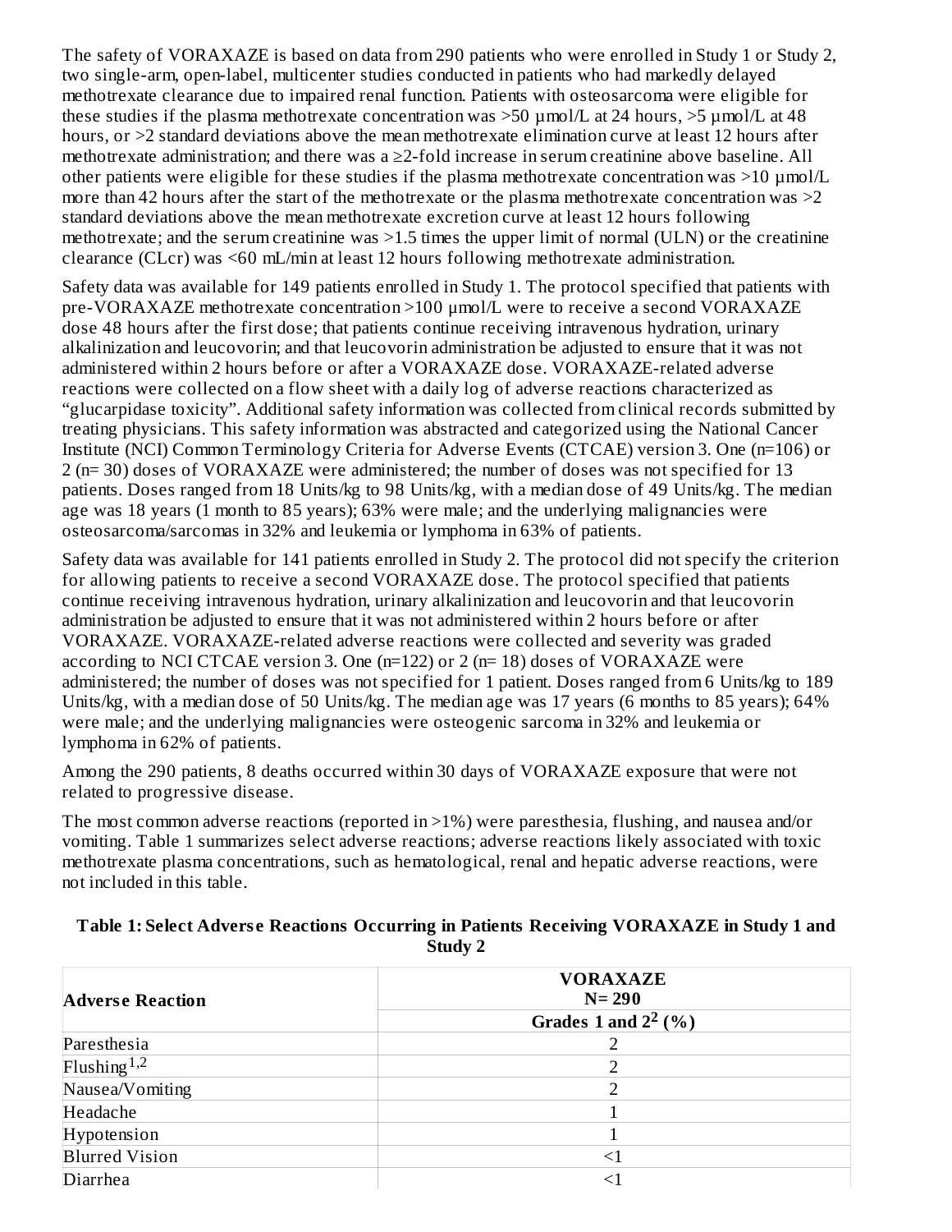The safety of VORAXAZE is based on data from 290 patients who were enrolled in Study 1 or Study 2, two single-arm, open-label, multicenter studies conducted in patients who had markedly delayed methotrexate clearance due to impaired renal function. Patients with osteosarcoma were eligible for these studies if the plasma methotrexate concentration was >50 µmol/L at 24 hours, >5 µmol/L at 48 hours, or >2 standard deviations above the mean methotrexate elimination curve at least 12 hours after methotrexate administration; and there was a ≥2-fold increase in serum creatinine above baseline. All other patients were eligible for these studies if the plasma methotrexate concentration was >10 µmol/L more than 42 hours after the start of the methotrexate or the plasma methotrexate concentration was >2 standard deviations above the mean methotrexate excretion curve at least 12 hours following methotrexate; and the serum creatinine was >1.5 times the upper limit of normal (ULN) or the creatinine clearance (CLcr) was <60 mL/min at least 12 hours following methotrexate administration.

Safety data was available for 149 patients enrolled in Study 1. The protocol specified that patients with pre-VORAXAZE methotrexate concentration >100 µmol/L were to receive a second VORAXAZE dose 48 hours after the first dose; that patients continue receiving intravenous hydration, urinary alkalinization and leucovorin; and that leucovorin administration be adjusted to ensure that it was not administered within 2 hours before or after a VORAXAZE dose. VORAXAZE-related adverse reactions were collected on a flow sheet with a daily log of adverse reactions characterized as "glucarpidase toxicity". Additional safety information was collected from clinical records submitted by treating physicians. This safety information was abstracted and categorized using the National Cancer Institute (NCI) Common Terminology Criteria for Adverse Events (CTCAE) version 3. One (n=106) or 2 (n= 30) doses of VORAXAZE were administered; the number of doses was not specified for 13 patients. Doses ranged from 18 Units/kg to 98 Units/kg, with a median dose of 49 Units/kg. The median age was 18 years (1 month to 85 years); 63% were male; and the underlying malignancies were osteosarcoma/sarcomas in 32% and leukemia or lymphoma in 63% of patients.

Safety data was available for 141 patients enrolled in Study 2. The protocol did not specify the criterion for allowing patients to receive a second VORAXAZE dose. The protocol specified that patients continue receiving intravenous hydration, urinary alkalinization and leucovorin and that leucovorin administration be adjusted to ensure that it was not administered within 2 hours before or after VORAXAZE. VORAXAZE-related adverse reactions were collected and severity was graded according to NCI CTCAE version 3. One (n=122) or 2 (n= 18) doses of VORAXAZE were administered; the number of doses was not specified for 1 patient. Doses ranged from 6 Units/kg to 189 Units/kg, with a median dose of 50 Units/kg. The median age was 17 years (6 months to 85 years); 64% were male; and the underlying malignancies were osteogenic sarcoma in 32% and leukemia or lymphoma in 62% of patients.

Among the 290 patients, 8 deaths occurred within 30 days of VORAXAZE exposure that were not related to progressive disease.

The most common adverse reactions (reported in >1%) were paresthesia, flushing, and nausea and/or vomiting. Table 1 summarizes select adverse reactions; adverse reactions likely associated with toxic methotrexate plasma concentrations, such as hematological, renal and hepatic adverse reactions, were not included in this table.

**Table 1: Select Adverse Reactions Occurring in Patients Receiving VORAXAZE in Study 1 and Study 2**

| Adverse Reaction | VORAXAZE N= 290 |
|---|---|
| | Grades 1 and 2[2] (%) |
| Paresthesia | 2 |
| Flushing[1,2] | 2 |
| Nausea/Vomiting | 2 |
| Headache | 1 |
| Hypotension | 1 |
| Blurred Vision | <1 |
| Diarrhea | <1 |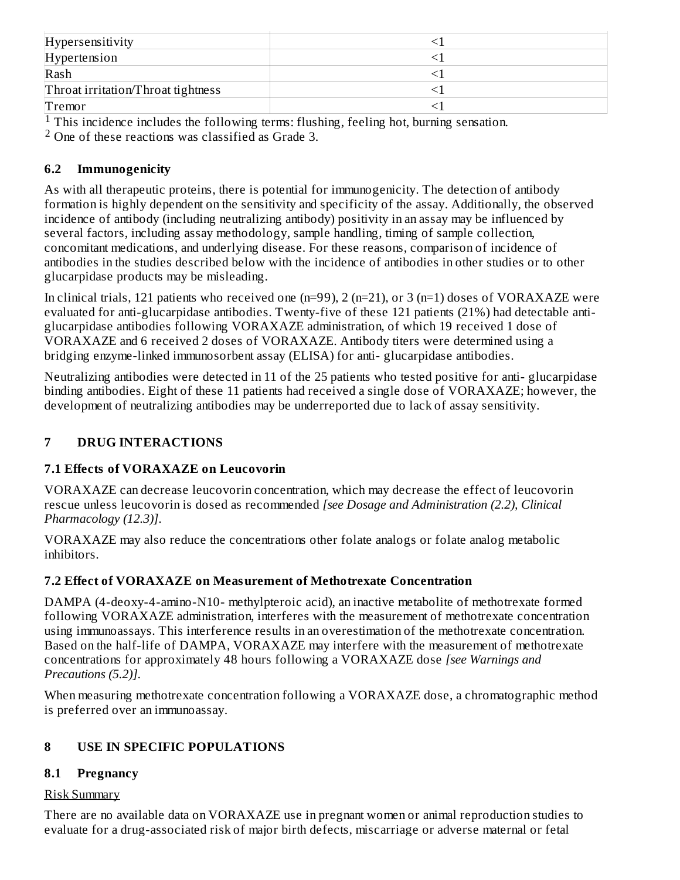| | |
|---|---|
| Hypersensitivity | <1 |
| Hypertension | <1 |
| Rash | <1 |
| Throat irritation/Throat tightness | <1 |
| Tremor | <1 |

[1] This incidence includes the following terms: flushing, feeling hot, burning sensation.

[2] One of these reactions was classified as Grade 3.

### 6.2 Immunogenicity

As with all therapeutic proteins, there is potential for immunogenicity. The detection of antibody formation is highly dependent on the sensitivity and specificity of the assay. Additionally, the observed incidence of antibody (including neutralizing antibody) positivity in an assay may be influenced by several factors, including assay methodology, sample handling, timing of sample collection, concomitant medications, and underlying disease. For these reasons, comparison of incidence of antibodies in the studies described below with the incidence of antibodies in other studies or to other glucarpidase products may be misleading.

In clinical trials, 121 patients who received one (n=99), 2 (n=21), or 3 (n=1) doses of VORAXAZE were evaluated for anti-glucarpidase antibodies. Twenty-five of these 121 patients (21%) had detectable anti-glucarpidase antibodies following VORAXAZE administration, of which 19 received 1 dose of VORAXAZE and 6 received 2 doses of VORAXAZE. Antibody titers were determined using a bridging enzyme-linked immunosorbent assay (ELISA) for anti- glucarpidase antibodies.

Neutralizing antibodies were detected in 11 of the 25 patients who tested positive for anti- glucarpidase binding antibodies. Eight of these 11 patients had received a single dose of VORAXAZE; however, the development of neutralizing antibodies may be underreported due to lack of assay sensitivity.

## 7 DRUG INTERACTIONS

### 7.1 Effects of VORAXAZE on Leucovorin

VORAXAZE can decrease leucovorin concentration, which may decrease the effect of leucovorin rescue unless leucovorin is dosed as recommended *[see Dosage and Administration (2.2), Clinical Pharmacology (12.3)]*.

VORAXAZE may also reduce the concentrations other folate analogs or folate analog metabolic inhibitors.

### 7.2 Effect of VORAXAZE on Measurement of Methotrexate Concentration

DAMPA (4-deoxy-4-amino-N10- methylpteroic acid), an inactive metabolite of methotrexate formed following VORAXAZE administration, interferes with the measurement of methotrexate concentration using immunoassays. This interference results in an overestimation of the methotrexate concentration. Based on the half-life of DAMPA, VORAXAZE may interfere with the measurement of methotrexate concentrations for approximately 48 hours following a VORAXAZE dose *[see Warnings and Precautions (5.2)]*.

When measuring methotrexate concentration following a VORAXAZE dose, a chromatographic method is preferred over an immunoassay.

## 8 USE IN SPECIFIC POPULATIONS

### 8.1 Pregnancy

Risk Summary

There are no available data on VORAXAZE use in pregnant women or animal reproduction studies to evaluate for a drug-associated risk of major birth defects, miscarriage or adverse maternal or fetal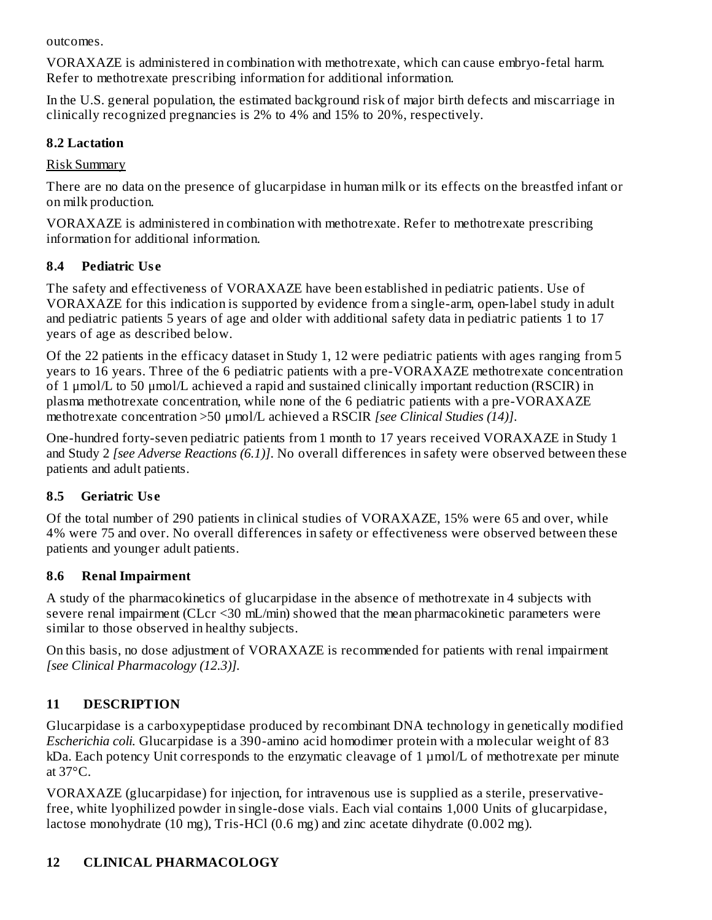outcomes.

VORAXAZE is administered in combination with methotrexate, which can cause embryo-fetal harm. Refer to methotrexate prescribing information for additional information.

In the U.S. general population, the estimated background risk of major birth defects and miscarriage in clinically recognized pregnancies is 2% to 4% and 15% to 20%, respectively.

### 8.2 Lactation

Risk Summary

There are no data on the presence of glucarpidase in human milk or its effects on the breastfed infant or on milk production.

VORAXAZE is administered in combination with methotrexate. Refer to methotrexate prescribing information for additional information.

### 8.4 Pediatric Use

The safety and effectiveness of VORAXAZE have been established in pediatric patients. Use of VORAXAZE for this indication is supported by evidence from a single-arm, open-label study in adult and pediatric patients 5 years of age and older with additional safety data in pediatric patients 1 to 17 years of age as described below.

Of the 22 patients in the efficacy dataset in Study 1, 12 were pediatric patients with ages ranging from 5 years to 16 years. Three of the 6 pediatric patients with a pre-VORAXAZE methotrexate concentration of 1 µmol/L to 50 µmol/L achieved a rapid and sustained clinically important reduction (RSCIR) in plasma methotrexate concentration, while none of the 6 pediatric patients with a pre-VORAXAZE methotrexate concentration >50 µmol/L achieved a RSCIR *[see Clinical Studies (14)]*.

One-hundred forty-seven pediatric patients from 1 month to 17 years received VORAXAZE in Study 1 and Study 2 *[see Adverse Reactions (6.1)]*. No overall differences in safety were observed between these patients and adult patients.

### 8.5 Geriatric Use

Of the total number of 290 patients in clinical studies of VORAXAZE, 15% were 65 and over, while 4% were 75 and over. No overall differences in safety or effectiveness were observed between these patients and younger adult patients.

### 8.6 Renal Impairment

A study of the pharmacokinetics of glucarpidase in the absence of methotrexate in 4 subjects with severe renal impairment (CLcr <30 mL/min) showed that the mean pharmacokinetic parameters were similar to those observed in healthy subjects.

On this basis, no dose adjustment of VORAXAZE is recommended for patients with renal impairment *[see Clinical Pharmacology (12.3)]*.

## 11 DESCRIPTION

Glucarpidase is a carboxypeptidase produced by recombinant DNA technology in genetically modified *Escherichia coli*. Glucarpidase is a 390-amino acid homodimer protein with a molecular weight of 83 kDa. Each potency Unit corresponds to the enzymatic cleavage of 1 µmol/L of methotrexate per minute at 37°C.

VORAXAZE (glucarpidase) for injection, for intravenous use is supplied as a sterile, preservative-free, white lyophilized powder in single-dose vials. Each vial contains 1,000 Units of glucarpidase, lactose monohydrate (10 mg), Tris-HCl (0.6 mg) and zinc acetate dihydrate (0.002 mg).

## 12 CLINICAL PHARMACOLOGY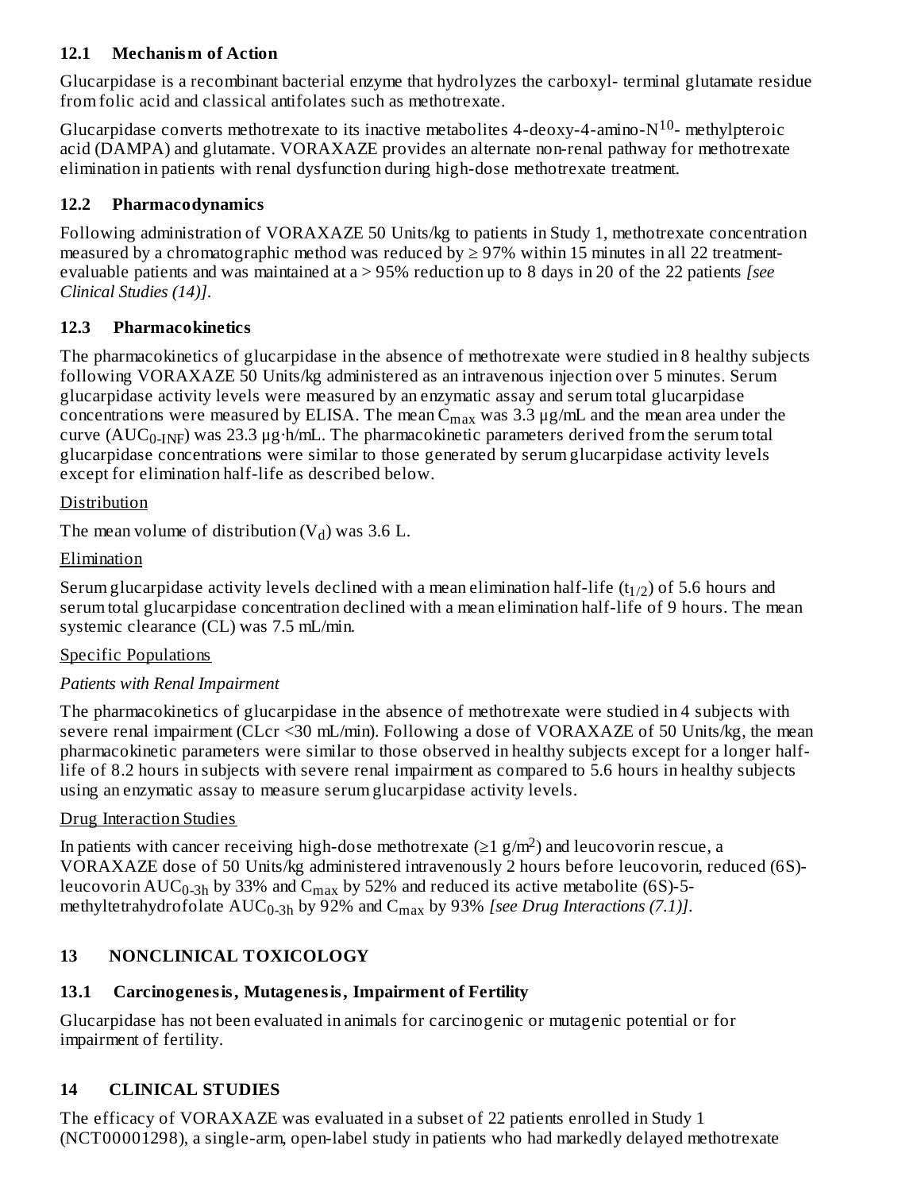### 12.1 Mechanism of Action

Glucarpidase is a recombinant bacterial enzyme that hydrolyzes the carboxyl- terminal glutamate residue from folic acid and classical antifolates such as methotrexate.

Glucarpidase converts methotrexate to its inactive metabolites 4-deoxy-4-amino-$N^{10}$- methylpteroic acid (DAMPA) and glutamate. VORAXAZE provides an alternate non-renal pathway for methotrexate elimination in patients with renal dysfunction during high-dose methotrexate treatment.

### 12.2 Pharmacodynamics

Following administration of VORAXAZE 50 Units/kg to patients in Study 1, methotrexate concentration measured by a chromatographic method was reduced by ≥ 97% within 15 minutes in all 22 treatment-evaluable patients and was maintained at a > 95% reduction up to 8 days in 20 of the 22 patients *[see Clinical Studies (14)]*.

### 12.3 Pharmacokinetics

The pharmacokinetics of glucarpidase in the absence of methotrexate were studied in 8 healthy subjects following VORAXAZE 50 Units/kg administered as an intravenous injection over 5 minutes. Serum glucarpidase activity levels were measured by an enzymatic assay and serum total glucarpidase concentrations were measured by ELISA. The mean $C_{max}$ was 3.3 µg/mL and the mean area under the curve ($AUC_{0\text{-}INF}$) was 23.3 µg·h/mL. The pharmacokinetic parameters derived from the serum total glucarpidase concentrations were similar to those generated by serum glucarpidase activity levels except for elimination half-life as described below.

Distribution

The mean volume of distribution ($V_d$) was 3.6 L.

Elimination

Serum glucarpidase activity levels declined with a mean elimination half-life ($t_{1/2}$) of 5.6 hours and serum total glucarpidase concentration declined with a mean elimination half-life of 9 hours. The mean systemic clearance (CL) was 7.5 mL/min.

Specific Populations

*Patients with Renal Impairment*

The pharmacokinetics of glucarpidase in the absence of methotrexate were studied in 4 subjects with severe renal impairment (CLcr <30 mL/min). Following a dose of VORAXAZE of 50 Units/kg, the mean pharmacokinetic parameters were similar to those observed in healthy subjects except for a longer half-life of 8.2 hours in subjects with severe renal impairment as compared to 5.6 hours in healthy subjects using an enzymatic assay to measure serum glucarpidase activity levels.

Drug Interaction Studies

In patients with cancer receiving high-dose methotrexate (≥1 $g/m^2$) and leucovorin rescue, a VORAXAZE dose of 50 Units/kg administered intravenously 2 hours before leucovorin, reduced (6S)-leucovorin $AUC_{0\text{-}3h}$ by 33% and $C_{max}$ by 52% and reduced its active metabolite (6S)-5-methyltetrahydrofolate $AUC_{0\text{-}3h}$ by 92% and $C_{max}$ by 93% *[see Drug Interactions (7.1)]*.

## 13 NONCLINICAL TOXICOLOGY

### 13.1 Carcinogenesis, Mutagenesis, Impairment of Fertility

Glucarpidase has not been evaluated in animals for carcinogenic or mutagenic potential or for impairment of fertility.

## 14 CLINICAL STUDIES

The efficacy of VORAXAZE was evaluated in a subset of 22 patients enrolled in Study 1 (NCT00001298), a single-arm, open-label study in patients who had markedly delayed methotrexate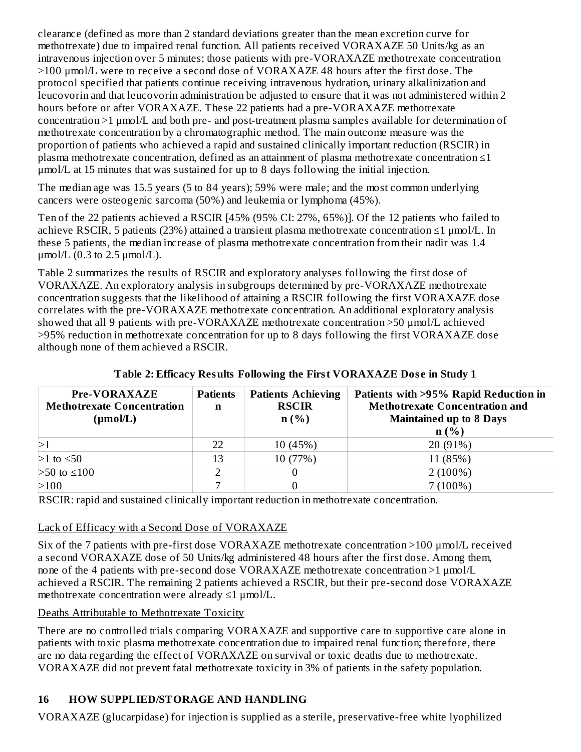clearance (defined as more than 2 standard deviations greater than the mean excretion curve for methotrexate) due to impaired renal function. All patients received VORAXAZE 50 Units/kg as an intravenous injection over 5 minutes; those patients with pre-VORAXAZE methotrexate concentration >100 µmol/L were to receive a second dose of VORAXAZE 48 hours after the first dose. The protocol specified that patients continue receiving intravenous hydration, urinary alkalinization and leucovorin and that leucovorin administration be adjusted to ensure that it was not administered within 2 hours before or after VORAXAZE. These 22 patients had a pre-VORAXAZE methotrexate concentration >1 µmol/L and both pre- and post-treatment plasma samples available for determination of methotrexate concentration by a chromatographic method. The main outcome measure was the proportion of patients who achieved a rapid and sustained clinically important reduction (RSCIR) in plasma methotrexate concentration, defined as an attainment of plasma methotrexate concentration ≤1 µmol/L at 15 minutes that was sustained for up to 8 days following the initial injection.

The median age was 15.5 years (5 to 84 years); 59% were male; and the most common underlying cancers were osteogenic sarcoma (50%) and leukemia or lymphoma (45%).

Ten of the 22 patients achieved a RSCIR [45% (95% CI: 27%, 65%)]. Of the 12 patients who failed to achieve RSCIR, 5 patients (23%) attained a transient plasma methotrexate concentration ≤1 µmol/L. In these 5 patients, the median increase of plasma methotrexate concentration from their nadir was 1.4 µmol/L (0.3 to 2.5 µmol/L).

Table 2 summarizes the results of RSCIR and exploratory analyses following the first dose of VORAXAZE. An exploratory analysis in subgroups determined by pre-VORAXAZE methotrexate concentration suggests that the likelihood of attaining a RSCIR following the first VORAXAZE dose correlates with the pre-VORAXAZE methotrexate concentration. An additional exploratory analysis showed that all 9 patients with pre-VORAXAZE methotrexate concentration >50 µmol/L achieved >95% reduction in methotrexate concentration for up to 8 days following the first VORAXAZE dose although none of them achieved a RSCIR.

**Table 2: Efficacy Results Following the First VORAXAZE Dose in Study 1**

| Pre-VORAXAZE Methotrexate Concentration (µmol/L) | Patients n | Patients Achieving RSCIR n (%) | Patients with >95% Rapid Reduction in Methotrexate Concentration and Maintained up to 8 Days n (%) |
|---|---|---|---|
| >1 | 22 | 10 (45%) | 20 (91%) |
| >1 to ≤50 | 13 | 10 (77%) | 11 (85%) |
| >50 to ≤100 | 2 | 0 | 2 (100%) |
| >100 | 7 | 0 | 7 (100%) |

RSCIR: rapid and sustained clinically important reduction in methotrexate concentration.

Lack of Efficacy with a Second Dose of VORAXAZE

Six of the 7 patients with pre-first dose VORAXAZE methotrexate concentration >100 µmol/L received a second VORAXAZE dose of 50 Units/kg administered 48 hours after the first dose. Among them, none of the 4 patients with pre-second dose VORAXAZE methotrexate concentration >1 µmol/L achieved a RSCIR. The remaining 2 patients achieved a RSCIR, but their pre-second dose VORAXAZE methotrexate concentration were already ≤1 µmol/L.

Deaths Attributable to Methotrexate Toxicity

There are no controlled trials comparing VORAXAZE and supportive care to supportive care alone in patients with toxic plasma methotrexate concentration due to impaired renal function; therefore, there are no data regarding the effect of VORAXAZE on survival or toxic deaths due to methotrexate. VORAXAZE did not prevent fatal methotrexate toxicity in 3% of patients in the safety population.

## 16 HOW SUPPLIED/STORAGE AND HANDLING

VORAXAZE (glucarpidase) for injection is supplied as a sterile, preservative-free white lyophilized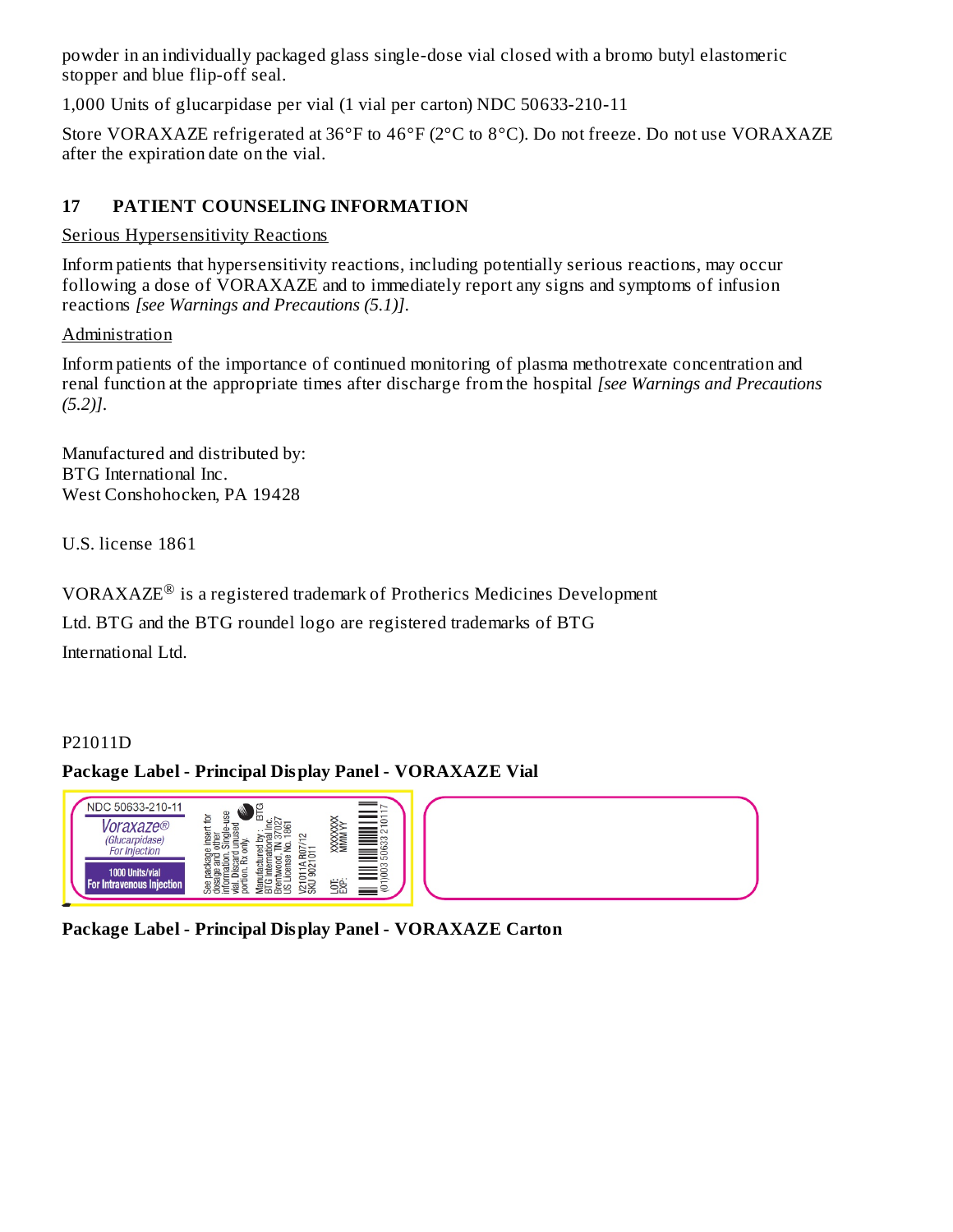powder in an individually packaged glass single-dose vial closed with a bromo butyl elastomeric stopper and blue flip-off seal.

1,000 Units of glucarpidase per vial (1 vial per carton) NDC 50633-210-11

Store VORAXAZE refrigerated at 36°F to 46°F (2°C to 8°C). Do not freeze. Do not use VORAXAZE after the expiration date on the vial.

## 17 PATIENT COUNSELING INFORMATION

Serious Hypersensitivity Reactions

Inform patients that hypersensitivity reactions, including potentially serious reactions, may occur following a dose of VORAXAZE and to immediately report any signs and symptoms of infusion reactions *[see Warnings and Precautions (5.1)]*.

Administration

Inform patients of the importance of continued monitoring of plasma methotrexate concentration and renal function at the appropriate times after discharge from the hospital *[see Warnings and Precautions (5.2)]*.

Manufactured and distributed by:
BTG International Inc.
West Conshohocken, PA 19428

U.S. license 1861

VORAXAZE® is a registered trademark of Protherics Medicines Development Ltd. BTG and the BTG roundel logo are registered trademarks of BTG International Ltd.

P21011D

**Package Label - Principal Display Panel - VORAXAZE Vial**

NDC 50633-210-11
Voraxaze®
(Glucarpidase)
For Injection
1000 Units/vial
For Intravenous Injection

See package insert for dosage and other information. Single-use vial. Discard unused portion. Rx only.

BTG
Manufactured by: BTG International Inc. Brentwood, TN 37027 US License No. 1861

V21011A R07/12
SKU 9021011

LOT: XXXXXXX
EXP: MMM YY

(01)003 50633 21011 7

**Package Label - Principal Display Panel - VORAXAZE Carton**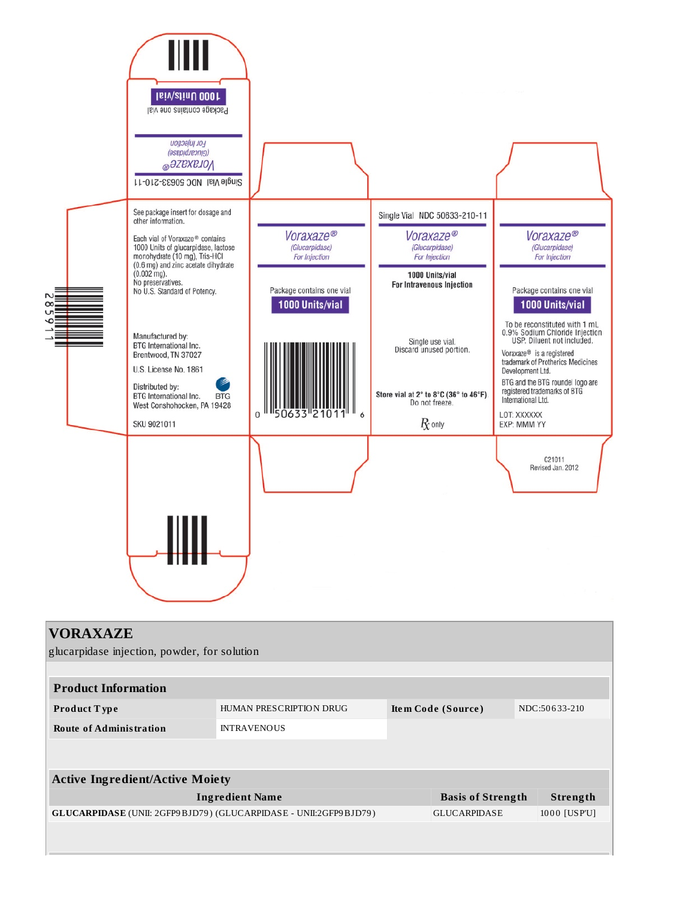Package contains one vial

1000 Units/vial

Single Vial NDC 50633-210-11

Voraxaze®

(Glucarpidase)

For Injection

See package insert for dosage and other information.

Each vial of Voraxaze® contains 1000 Units of glucarpidase, lactose monohydrate (10 mg), Tris-HCl (0.6 mg) and zinc acetate dihydrate (0.002 mg).
No preservatives.
No U.S. Standard of Potency.

Manufactured by:
BTG International Inc.
Brentwood, TN 37027

U.S. License No. 1861

Distributed by:
BTG International Inc.
West Conshohocken, PA 19428

BTG

SKU 9021011

2859111

Voraxaze®

(Glucarpidase)

For Injection

Package contains one vial

1000 Units/vial

0 50633 21011 6

Single Vial NDC 50633-210-11

Voraxaze®

(Glucarpidase)

For Injection

1000 Units/vial
For Intravenous Injection

Single use vial.
Discard unused portion.

Store vial at 2° to 8°C (36° to 46°F)
Do not freeze.

℞ only

Voraxaze®

(Glucarpidase)

For Injection

Package contains one vial

1000 Units/vial

To be reconstituted with 1 mL 0.9% Sodium Chloride Injection USP. Diluent not included.

Voraxaze® is a registered trademark of Protherics Medicines Development Ltd.

BTG and the BTG roundel logo are registered trademarks of BTG International Ltd.

LOT: XXXXXX
EXP: MMM YY

C21011
Revised Jan. 2012

# VORAXAZE

glucarpidase injection, powder, for solution

## Product Information

| | | | |
|---|---|---|---|
| **Product Type** | HUMAN PRESCRIPTION DRUG | **Item Code (Source)** | NDC:50633-210 |
| **Route of Administration** | INTRAVENOUS | | |

## Active Ingredient/Active Moiety

| Ingredient Name | Basis of Strength | Strength |
|---|---|---|
| **GLUCARPIDASE** (UNII: 2GFP9BJD79) (GLUCARPIDASE - UNII:2GFP9BJD79) | GLUCARPIDASE | 1000 [USP'U] |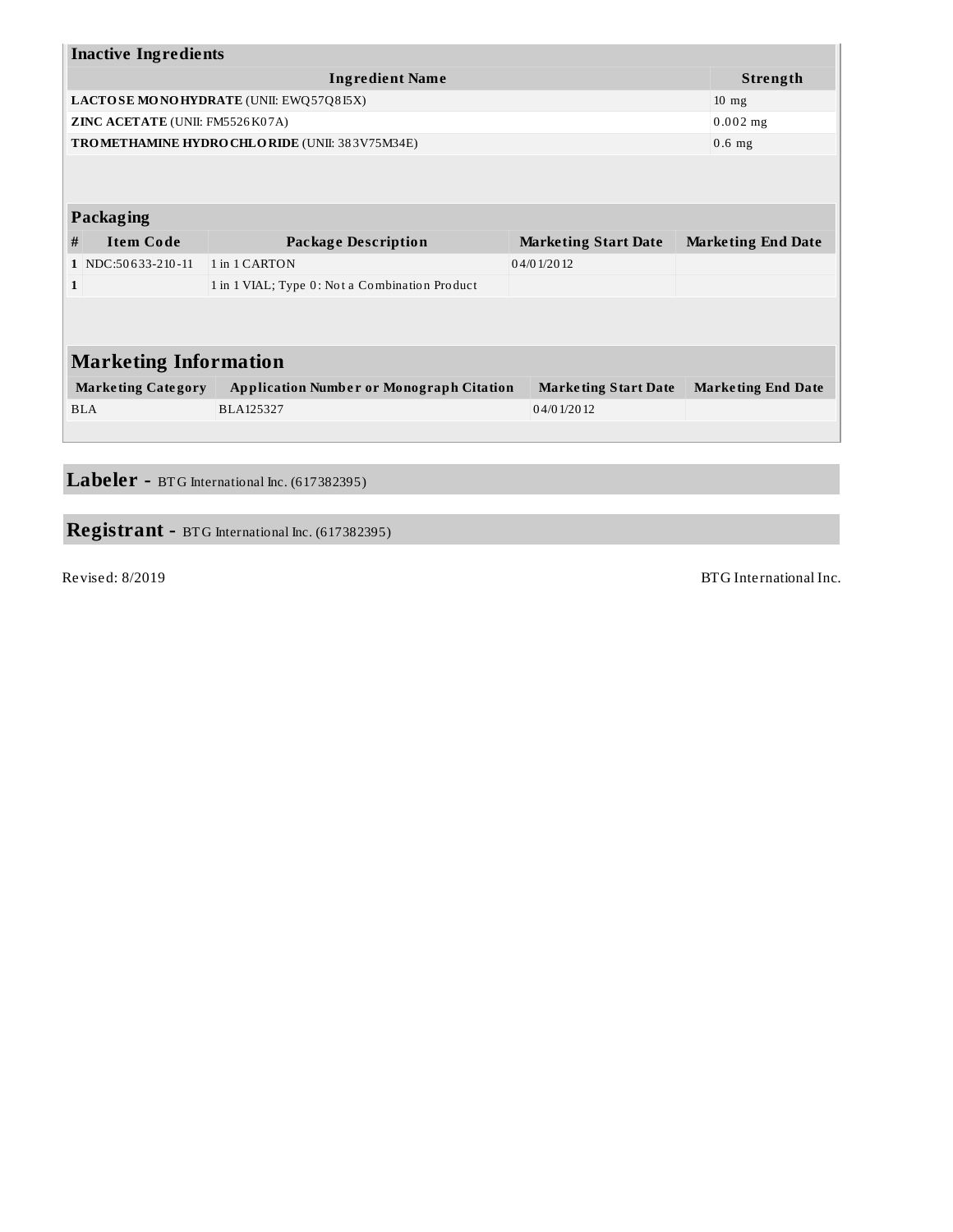| Inactive Ingredients | |
|---|---|
| **Ingredient Name** | **Strength** |
| **LACTOSE MONOHYDRATE** (UNII: EWQ57Q8I5X) | 10 mg |
| **ZINC ACETATE** (UNII: FM5526K07A) | 0.002 mg |
| **TROMETHAMINE HYDROCHLORIDE** (UNII: 383V75M34E) | 0.6 mg |

| Packaging | | | | |
|---|---|---|---|---|
| **#** | **Item Code** | **Package Description** | **Marketing Start Date** | **Marketing End Date** |
| 1 | NDC:50633-210-11 | 1 in 1 CARTON | 04/01/2012 | |
| 1 | | 1 in 1 VIAL; Type 0: Not a Combination Product | | |

## Marketing Information

| Marketing Category | Application Number or Monograph Citation | Marketing Start Date | Marketing End Date |
|---|---|---|---|
| BLA | BLA125327 | 04/01/2012 | |

## Labeler - BTG International Inc. (617382395)

## Registrant - BTG International Inc. (617382395)

Revised: 8/2019

BTG International Inc.